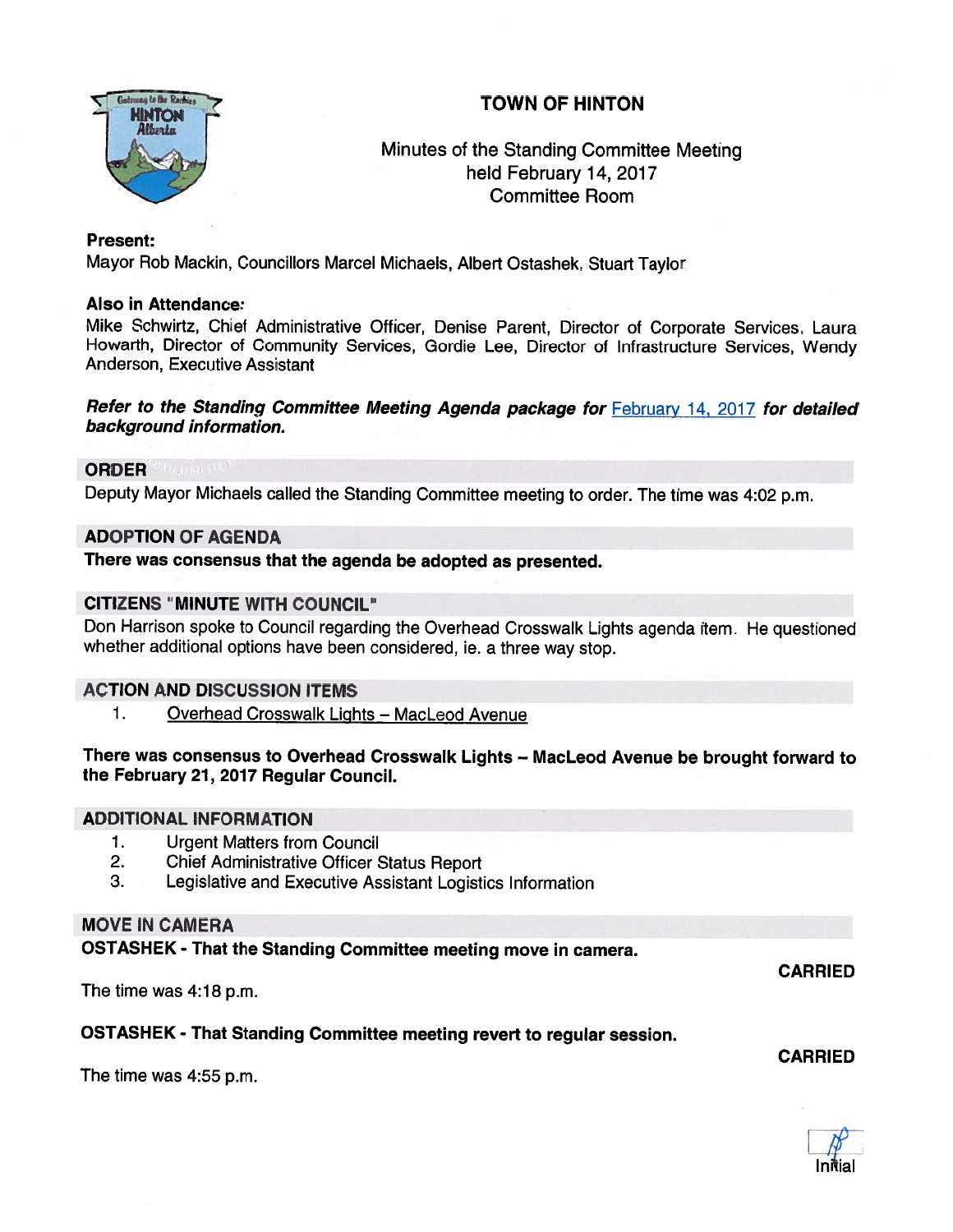# TOWN OF HINTON

Minutes of the Standing Committee Meeting
held February 14, 2017
Committee Room

**Present:**
Mayor Rob Mackin, Councillors Marcel Michaels, Albert Ostashek, Stuart Taylor

**Also in Attendance:**
Mike Schwirtz, Chief Administrative Officer, Denise Parent, Director of Corporate Services, Laura Howarth, Director of Community Services, Gordie Lee, Director of Infrastructure Services, Wendy Anderson, Executive Assistant

***Refer to the Standing Committee Meeting Agenda package for*** February 14, 2017 ***for detailed background information.***

## ORDER

Deputy Mayor Michaels called the Standing Committee meeting to order. The time was 4:02 p.m.

## ADOPTION OF AGENDA

**There was consensus that the agenda be adopted as presented.**

## CITIZENS "MINUTE WITH COUNCIL"

Don Harrison spoke to Council regarding the Overhead Crosswalk Lights agenda item. He questioned whether additional options have been considered, ie. a three way stop.

## ACTION AND DISCUSSION ITEMS

1. Overhead Crosswalk Lights – MacLeod Avenue

**There was consensus to Overhead Crosswalk Lights – MacLeod Avenue be brought forward to the February 21, 2017 Regular Council.**

## ADDITIONAL INFORMATION

1. Urgent Matters from Council
2. Chief Administrative Officer Status Report
3. Legislative and Executive Assistant Logistics Information

## MOVE IN CAMERA

**OSTASHEK - That the Standing Committee meeting move in camera.**

**CARRIED**

The time was 4:18 p.m.

**OSTASHEK - That Standing Committee meeting revert to regular session.**

**CARRIED**

The time was 4:55 p.m.

Initial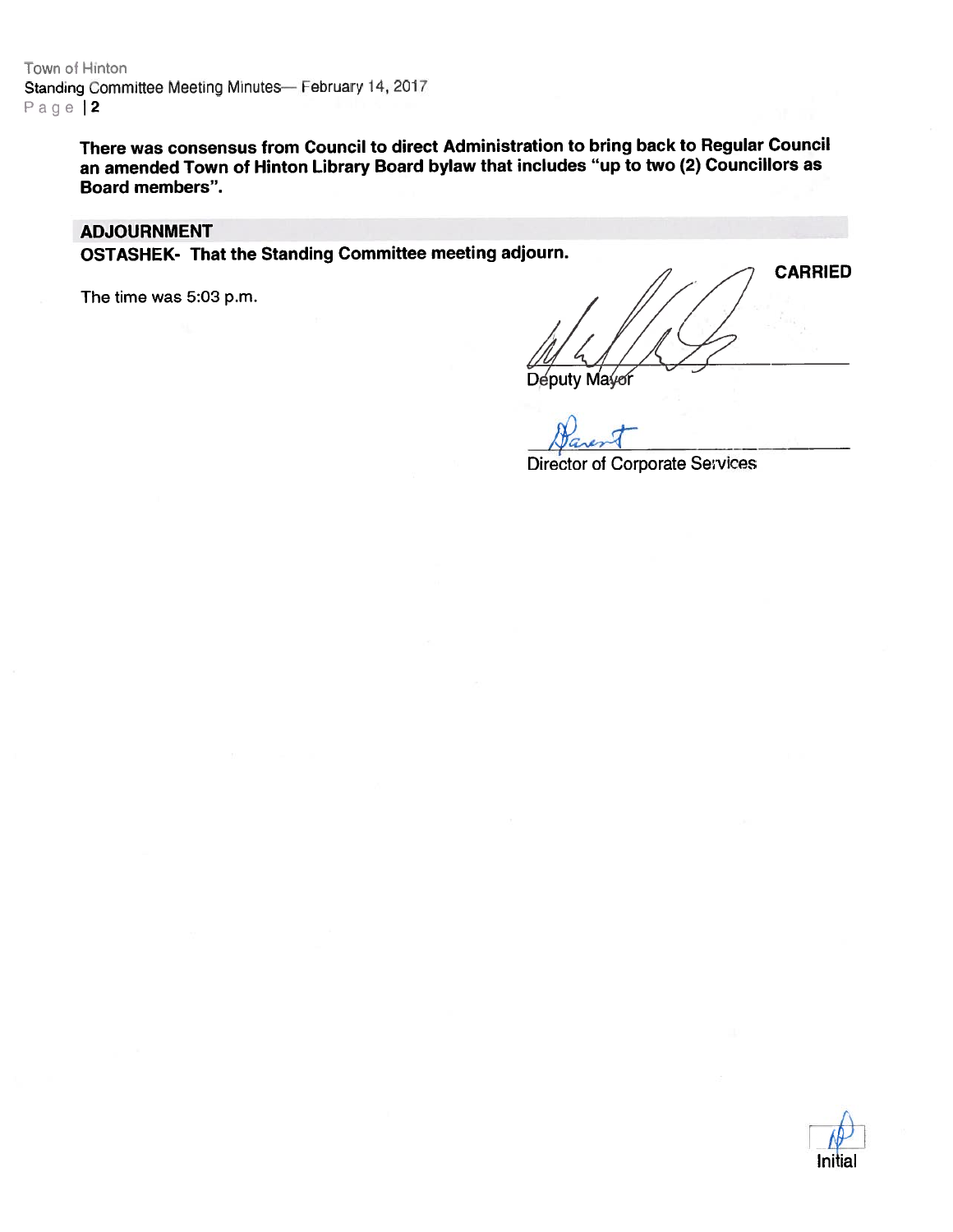**There was consensus from Council to direct Administration to bring back to Regular Council an amended Town of Hinton Library Board bylaw that includes "up to two (2) Councillors as Board members".**

## ADJOURNMENT

**OSTASHEK- That the Standing Committee meeting adjourn.**

**CARRIED**

The time was 5:03 p.m.

Deputy Mayor

Director of Corporate Services

Initial